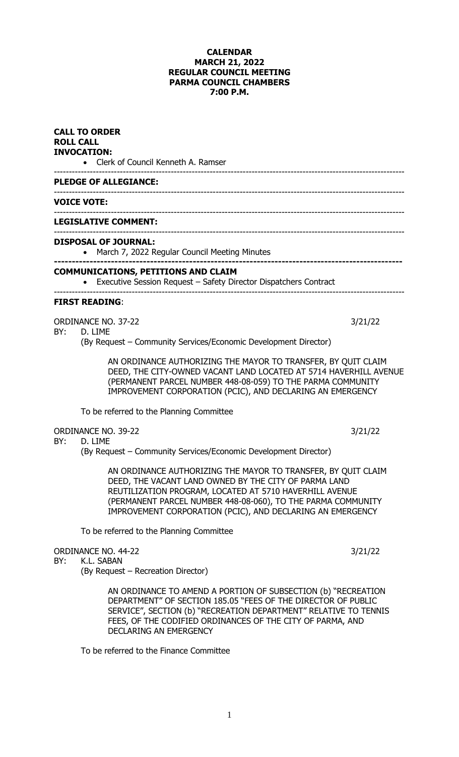**CALENDAR**
**MARCH 21, 2022**
**REGULAR COUNCIL MEETING**
**PARMA COUNCIL CHAMBERS**
**7:00 P.M.**

**CALL TO ORDER**
**ROLL CALL**
**INVOCATION:**

- Clerk of Council Kenneth A. Ramser

---

**PLEDGE OF ALLEGIANCE:**

---

**VOICE VOTE:**

---

**LEGISLATIVE COMMENT:**

---

**DISPOSAL OF JOURNAL:**

- March 7, 2022 Regular Council Meeting Minutes

---

**COMMUNICATIONS, PETITIONS AND CLAIM**

- Executive Session Request – Safety Director Dispatchers Contract

---

**FIRST READING**:

ORDINANCE NO. 37-22 3/21/22
BY: D. LIME
(By Request – Community Services/Economic Development Director)

AN ORDINANCE AUTHORIZING THE MAYOR TO TRANSFER, BY QUIT CLAIM DEED, THE CITY-OWNED VACANT LAND LOCATED AT 5714 HAVERHILL AVENUE (PERMANENT PARCEL NUMBER 448-08-059) TO THE PARMA COMMUNITY IMPROVEMENT CORPORATION (PCIC), AND DECLARING AN EMERGENCY

To be referred to the Planning Committee

ORDINANCE NO. 39-22 3/21/22
BY: D. LIME
(By Request – Community Services/Economic Development Director)

AN ORDINANCE AUTHORIZING THE MAYOR TO TRANSFER, BY QUIT CLAIM DEED, THE VACANT LAND OWNED BY THE CITY OF PARMA LAND REUTILIZATION PROGRAM, LOCATED AT 5710 HAVERHILL AVENUE (PERMANENT PARCEL NUMBER 448-08-060), TO THE PARMA COMMUNITY IMPROVEMENT CORPORATION (PCIC), AND DECLARING AN EMERGENCY

To be referred to the Planning Committee

ORDINANCE NO. 44-22 3/21/22
BY: K.L. SABAN
(By Request – Recreation Director)

AN ORDINANCE TO AMEND A PORTION OF SUBSECTION (b) "RECREATION DEPARTMENT" OF SECTION 185.05 "FEES OF THE DIRECTOR OF PUBLIC SERVICE", SECTION (b) "RECREATION DEPARTMENT" RELATIVE TO TENNIS FEES, OF THE CODIFIED ORDINANCES OF THE CITY OF PARMA, AND DECLARING AN EMERGENCY

To be referred to the Finance Committee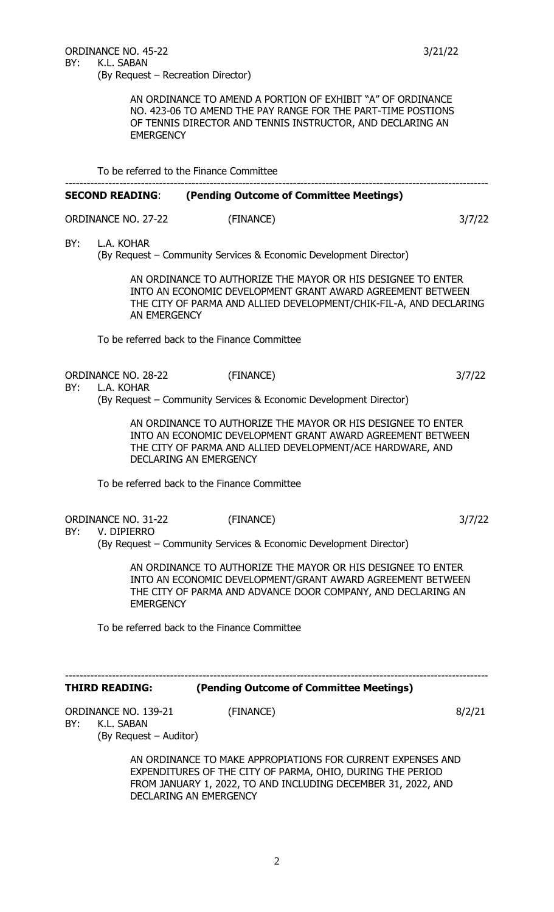ORDINANCE NO. 45-22 3/21/22

BY: K.L. SABAN
(By Request – Recreation Director)

AN ORDINANCE TO AMEND A PORTION OF EXHIBIT "A" OF ORDINANCE NO. 423-06 TO AMEND THE PAY RANGE FOR THE PART-TIME POSTIONS OF TENNIS DIRECTOR AND TENNIS INSTRUCTOR, AND DECLARING AN EMERGENCY

To be referred to the Finance Committee

---

**SECOND READING**: **(Pending Outcome of Committee Meetings)**

ORDINANCE NO. 27-22 (FINANCE) 3/7/22

BY: L.A. KOHAR
(By Request – Community Services & Economic Development Director)

AN ORDINANCE TO AUTHORIZE THE MAYOR OR HIS DESIGNEE TO ENTER INTO AN ECONOMIC DEVELOPMENT GRANT AWARD AGREEMENT BETWEEN THE CITY OF PARMA AND ALLIED DEVELOPMENT/CHIK-FIL-A, AND DECLARING AN EMERGENCY

To be referred back to the Finance Committee

ORDINANCE NO. 28-22 (FINANCE) 3/7/22

BY: L.A. KOHAR
(By Request – Community Services & Economic Development Director)

AN ORDINANCE TO AUTHORIZE THE MAYOR OR HIS DESIGNEE TO ENTER INTO AN ECONOMIC DEVELOPMENT GRANT AWARD AGREEMENT BETWEEN THE CITY OF PARMA AND ALLIED DEVELOPMENT/ACE HARDWARE, AND DECLARING AN EMERGENCY

To be referred back to the Finance Committee

ORDINANCE NO. 31-22 (FINANCE) 3/7/22

BY: V. DIPIERRO
(By Request – Community Services & Economic Development Director)

AN ORDINANCE TO AUTHORIZE THE MAYOR OR HIS DESIGNEE TO ENTER INTO AN ECONOMIC DEVELOPMENT/GRANT AWARD AGREEMENT BETWEEN THE CITY OF PARMA AND ADVANCE DOOR COMPANY, AND DECLARING AN EMERGENCY

To be referred back to the Finance Committee

---

**THIRD READING:** **(Pending Outcome of Committee Meetings)**

ORDINANCE NO. 139-21 (FINANCE) 8/2/21

BY: K.L. SABAN
(By Request – Auditor)

AN ORDINANCE TO MAKE APPROPIATIONS FOR CURRENT EXPENSES AND EXPENDITURES OF THE CITY OF PARMA, OHIO, DURING THE PERIOD FROM JANUARY 1, 2022, TO AND INCLUDING DECEMBER 31, 2022, AND DECLARING AN EMERGENCY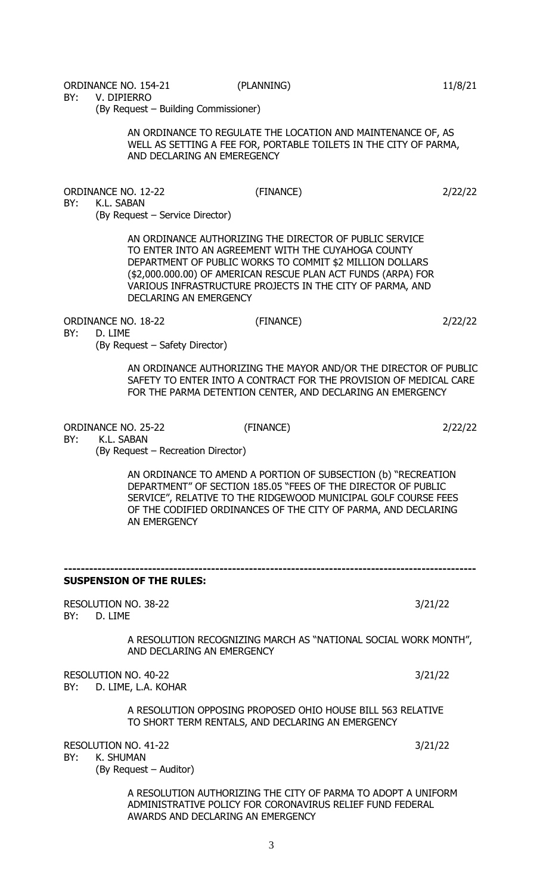ORDINANCE NO. 154-21 (PLANNING) 11/8/21
BY: V. DIPIERRO
(By Request – Building Commissioner)

AN ORDINANCE TO REGULATE THE LOCATION AND MAINTENANCE OF, AS WELL AS SETTING A FEE FOR, PORTABLE TOILETS IN THE CITY OF PARMA, AND DECLARING AN EMEREGENCY

ORDINANCE NO. 12-22 (FINANCE) 2/22/22
BY: K.L. SABAN
(By Request – Service Director)

AN ORDINANCE AUTHORIZING THE DIRECTOR OF PUBLIC SERVICE TO ENTER INTO AN AGREEMENT WITH THE CUYAHOGA COUNTY DEPARTMENT OF PUBLIC WORKS TO COMMIT $2 MILLION DOLLARS ($2,000.000.00) OF AMERICAN RESCUE PLAN ACT FUNDS (ARPA) FOR VARIOUS INFRASTRUCTURE PROJECTS IN THE CITY OF PARMA, AND DECLARING AN EMERGENCY

ORDINANCE NO. 18-22 (FINANCE) 2/22/22
BY: D. LIME
(By Request – Safety Director)

AN ORDINANCE AUTHORIZING THE MAYOR AND/OR THE DIRECTOR OF PUBLIC SAFETY TO ENTER INTO A CONTRACT FOR THE PROVISION OF MEDICAL CARE FOR THE PARMA DETENTION CENTER, AND DECLARING AN EMERGENCY

ORDINANCE NO. 25-22 (FINANCE) 2/22/22
BY: K.L. SABAN
(By Request – Recreation Director)

AN ORDINANCE TO AMEND A PORTION OF SUBSECTION (b) "RECREATION DEPARTMENT" OF SECTION 185.05 "FEES OF THE DIRECTOR OF PUBLIC SERVICE", RELATIVE TO THE RIDGEWOOD MUNICIPAL GOLF COURSE FEES OF THE CODIFIED ORDINANCES OF THE CITY OF PARMA, AND DECLARING AN EMERGENCY

---

**SUSPENSION OF THE RULES:**

RESOLUTION NO. 38-22 3/21/22
BY: D. LIME

A RESOLUTION RECOGNIZING MARCH AS "NATIONAL SOCIAL WORK MONTH", AND DECLARING AN EMERGENCY

RESOLUTION NO. 40-22 3/21/22
BY: D. LIME, L.A. KOHAR

A RESOLUTION OPPOSING PROPOSED OHIO HOUSE BILL 563 RELATIVE TO SHORT TERM RENTALS, AND DECLARING AN EMERGENCY

RESOLUTION NO. 41-22 3/21/22
BY: K. SHUMAN
(By Request – Auditor)

A RESOLUTION AUTHORIZING THE CITY OF PARMA TO ADOPT A UNIFORM ADMINISTRATIVE POLICY FOR CORONAVIRUS RELIEF FUND FEDERAL AWARDS AND DECLARING AN EMERGENCY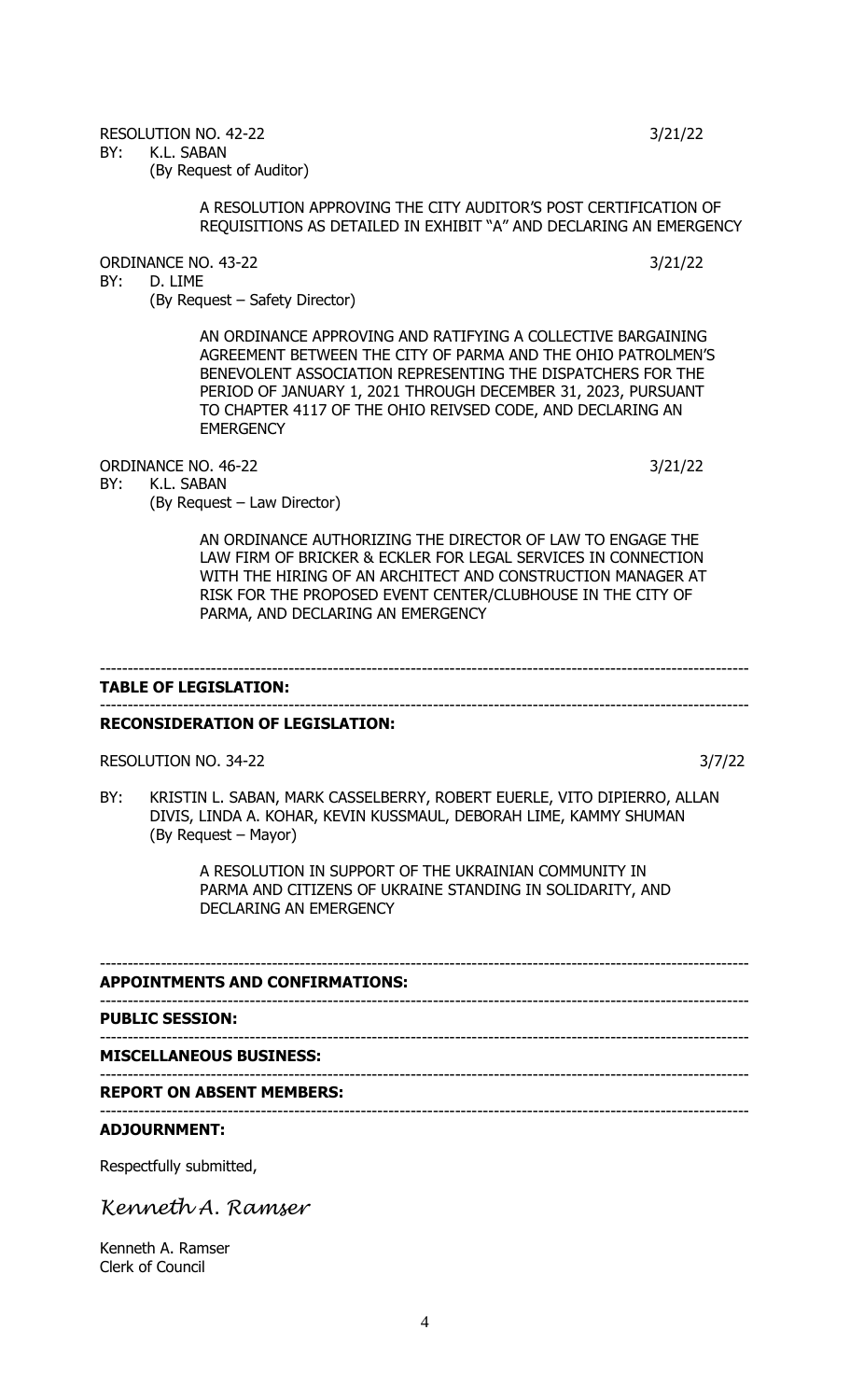RESOLUTION NO. 42-22 3/21/22

BY: K.L. SABAN
(By Request of Auditor)

A RESOLUTION APPROVING THE CITY AUDITOR'S POST CERTIFICATION OF REQUISITIONS AS DETAILED IN EXHIBIT "A" AND DECLARING AN EMERGENCY

ORDINANCE NO. 43-22 3/21/22

BY: D. LIME
(By Request – Safety Director)

AN ORDINANCE APPROVING AND RATIFYING A COLLECTIVE BARGAINING AGREEMENT BETWEEN THE CITY OF PARMA AND THE OHIO PATROLMEN'S BENEVOLENT ASSOCIATION REPRESENTING THE DISPATCHERS FOR THE PERIOD OF JANUARY 1, 2021 THROUGH DECEMBER 31, 2023, PURSUANT TO CHAPTER 4117 OF THE OHIO REIVSED CODE, AND DECLARING AN EMERGENCY

ORDINANCE NO. 46-22 3/21/22

BY: K.L. SABAN
(By Request – Law Director)

AN ORDINANCE AUTHORIZING THE DIRECTOR OF LAW TO ENGAGE THE LAW FIRM OF BRICKER & ECKLER FOR LEGAL SERVICES IN CONNECTION WITH THE HIRING OF AN ARCHITECT AND CONSTRUCTION MANAGER AT RISK FOR THE PROPOSED EVENT CENTER/CLUBHOUSE IN THE CITY OF PARMA, AND DECLARING AN EMERGENCY

---

**TABLE OF LEGISLATION:**

---

**RECONSIDERATION OF LEGISLATION:**

RESOLUTION NO. 34-22 3/7/22

BY: KRISTIN L. SABAN, MARK CASSELBERRY, ROBERT EUERLE, VITO DIPIERRO, ALLAN DIVIS, LINDA A. KOHAR, KEVIN KUSSMAUL, DEBORAH LIME, KAMMY SHUMAN
(By Request – Mayor)

A RESOLUTION IN SUPPORT OF THE UKRAINIAN COMMUNITY IN PARMA AND CITIZENS OF UKRAINE STANDING IN SOLIDARITY, AND DECLARING AN EMERGENCY

---

**APPOINTMENTS AND CONFIRMATIONS:**

---

**PUBLIC SESSION:**

---

**MISCELLANEOUS BUSINESS:**

---

**REPORT ON ABSENT MEMBERS:**

---

**ADJOURNMENT:**

Respectfully submitted,

*Kenneth A. Ramser*

Kenneth A. Ramser
Clerk of Council